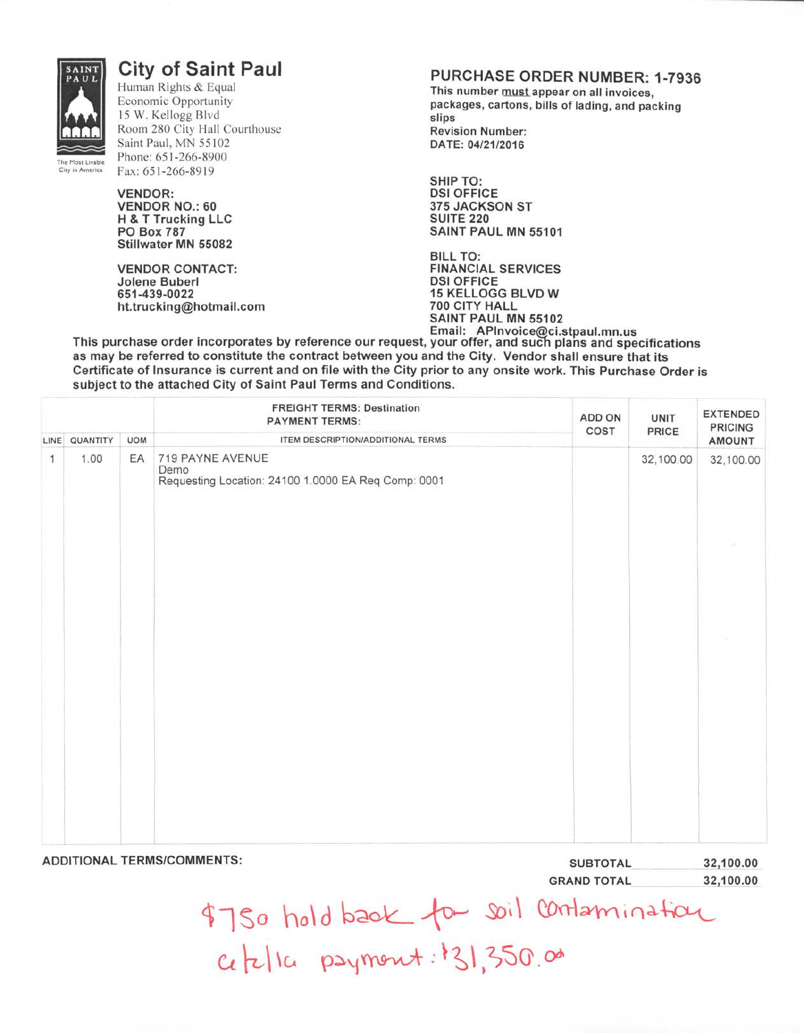# City of Saint Paul

Human Rights & Equal Economic Opportunity
15 W. Kellogg Blvd
Room 280 City Hall Courthouse
Saint Paul, MN 55102
Phone: 651-266-8900
Fax: 651-266-8919

The Most Livable City in America

**VENDOR:**
**VENDOR NO.: 60**
**H & T Trucking LLC**
**PO Box 787**
**Stillwater MN 55082**

**VENDOR CONTACT:**
**Jolene Buberl**
**651-439-0022**
**ht.trucking@hotmail.com**

## PURCHASE ORDER NUMBER: 1-7936

**This number must appear on all invoices, packages, cartons, bills of lading, and packing slips**
**Revision Number:**
**DATE: 04/21/2016**

**SHIP TO:**
**DSI OFFICE**
**375 JACKSON ST**
**SUITE 220**
**SAINT PAUL MN 55101**

**BILL TO:**
**FINANCIAL SERVICES**
**DSI OFFICE**
**15 KELLOGG BLVD W**
**700 CITY HALL**
**SAINT PAUL MN 55102**
**Email: APInvoice@ci.stpaul.mn.us**

**This purchase order incorporates by reference our request, your offer, and such plans and specifications as may be referred to constitute the contract between you and the City. Vendor shall ensure that its Certificate of Insurance is current and on file with the City prior to any onsite work. This Purchase Order is subject to the attached City of Saint Paul Terms and Conditions.**

| LINE | QUANTITY | UOM | FREIGHT TERMS: Destination<br>PAYMENT TERMS:<br>ITEM DESCRIPTION/ADDITIONAL TERMS | ADD ON COST | UNIT PRICE | EXTENDED PRICING AMOUNT |
|---|---|---|---|---|---|---|
| 1 | 1.00 | EA | 719 PAYNE AVENUE<br>Demo<br>Requesting Location: 24100 1.0000 EA Req Comp: 0001 | | 32,100.00 | 32,100.00 |

**ADDITIONAL TERMS/COMMENTS:**

| | |
|---|---|
| **SUBTOTAL** | **32,100.00** |
| **GRAND TOTAL** | **32,100.00** |

$750 hold back for soil contamination
6/2/16 payment: $31,350.00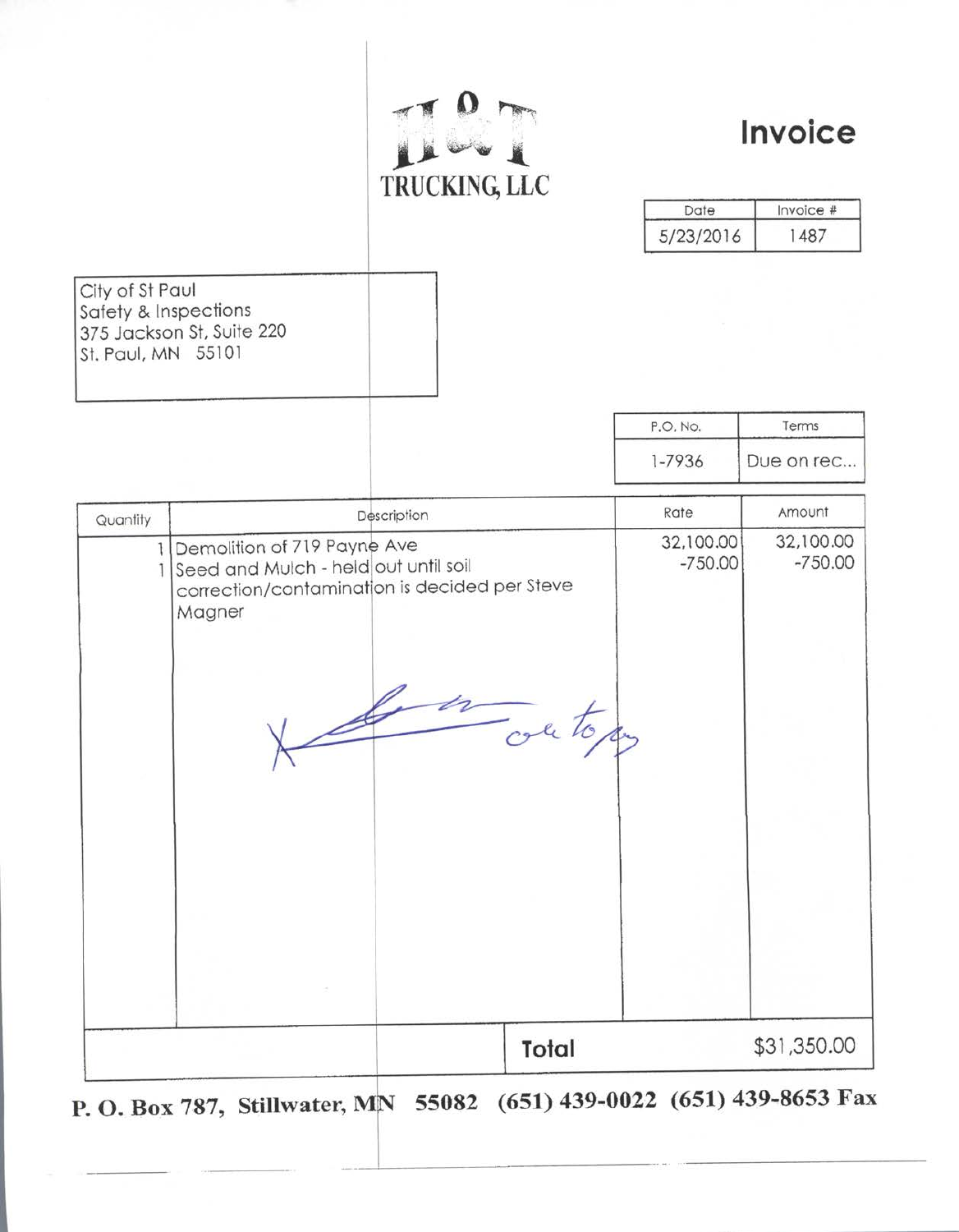# H&T TRUCKING, LLC

# Invoice

| Date | Invoice # |
|---|---|
| 5/23/2016 | 1487 |

City of St Paul
Safety & Inspections
375 Jackson St, Suite 220
St. Paul, MN 55101

| P.O. No. | Terms |
|---|---|
| 1-7936 | Due on rec... |

| Quantity | Description | Rate | Amount |
|---|---|---|---|
| 1 | Demolition of 719 Payne Ave | 32,100.00 | 32,100.00 |
| 1 | Seed and Mulch - held out until soil correction/contamination is decided per Steve Magner | -750.00 | -750.00 |

X ok to pay

| | |
|---|---|
| **Total** | $31,350.00 |

**P. O. Box 787, Stillwater, MN 55082 (651) 439-0022 (651) 439-8653 Fax**